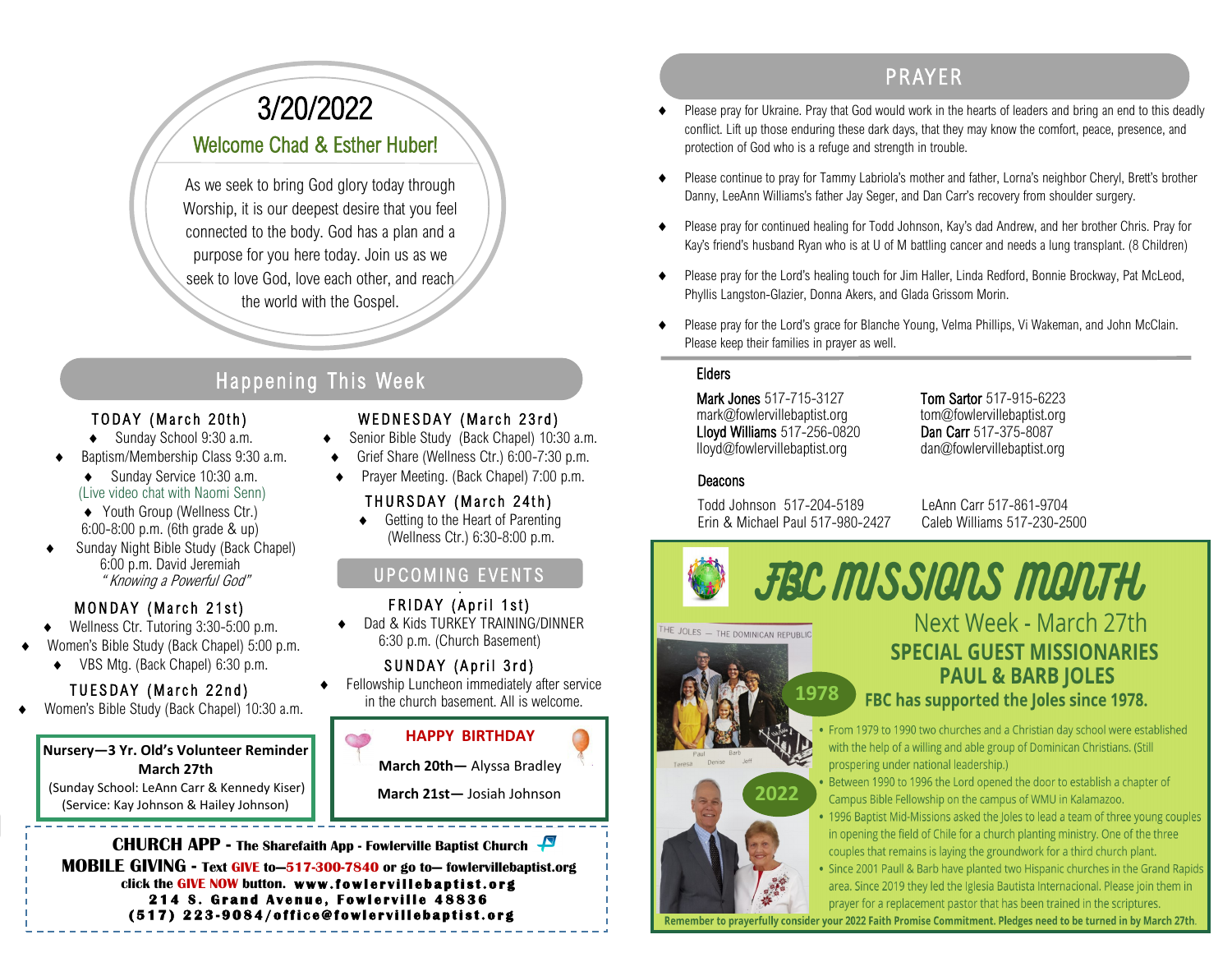# 3/20/2022

## Welcome Chad & Esther Huber!

As we seek to bring God glory today through Worship, it is our deepest desire that you feel connected to the body. God has a plan and a purpose for you here today. Join us as we seek to love God, love each other, and reach the world with the Gospel.

## Happening This Week

### TODAY (March 20th)

- Sunday School 9:30 a.m.
- Baptism/Membership Class 9:30 a.m.
- Sunday Service 10:30 a.m. (Live video chat with Naomi Senn)
- Youth Group (Wellness Ctr.) 6:00-8:00 p.m. (6th grade & up)
- Sunday Night Bible Study (Back Chapel) 6:00 p.m. David Jeremiah *"Knowing a Powerful God"*

### MONDAY (March 21st)

- Wellness Ctr. Tutoring 3:30-5:00 p.m.
- Women's Bible Study (Back Chapel) 5:00 p.m.
- VBS Mtg. (Back Chapel) 6:30 p.m.

### TUESDAY (March 22nd)

- Women's Bible Study (Back Chapel) 10:30 a.m.

### WEDNESDAY (March 23rd)

- Senior Bible Study (Back Chapel) 10:30 a.m.
- Grief Share (Wellness Ctr.) 6:00-7:30 p.m.
- Prayer Meeting. (Back Chapel) 7:00 p.m.

### THURSDAY (March 24th)

- Getting to the Heart of Parenting (Wellness Ctr.) 6:30-8:00 p.m.

## UPCOMING EVENTS

### FRIDAY (April 1st)

- Dad & Kids TURKEY TRAINING/DINNER 6:30 p.m. (Church Basement)

### SUNDAY (April 3rd)

- Fellowship Luncheon immediately after service in the church basement. All is welcome.

**Nursery—3 Yr. Old's Volunteer Reminder**
**March 27th**
(Sunday School: LeAnn Carr & Kennedy Kiser)
(Service: Kay Johnson & Hailey Johnson)

**HAPPY BIRTHDAY**

**March 20th—** Alyssa Bradley

**March 21st—** Josiah Johnson

**CHURCH APP - The Sharefaith App - Fowlerville Baptist Church**
**MOBILE GIVING - Text GIVE to—517-300-7840 or go to— fowlervillebaptist.org click the GIVE NOW button. www.fowlervillebaptist.org**
**214 S. Grand Avenue, Fowlerville 48836**
**(517) 223-9084/office@fowlervillebaptist.org**

## PRAYER

- Please pray for Ukraine. Pray that God would work in the hearts of leaders and bring an end to this deadly conflict. Lift up those enduring these dark days, that they may know the comfort, peace, presence, and protection of God who is a refuge and strength in trouble.
- Please continue to pray for Tammy Labriola's mother and father, Lorna's neighbor Cheryl, Brett's brother Danny, LeeAnn Williams's father Jay Seger, and Dan Carr's recovery from shoulder surgery.
- Please pray for continued healing for Todd Johnson, Kay's dad Andrew, and her brother Chris. Pray for Kay's friend's husband Ryan who is at U of M battling cancer and needs a lung transplant. (8 Children)
- Please pray for the Lord's healing touch for Jim Haller, Linda Redford, Bonnie Brockway, Pat McLeod, Phyllis Langston-Glazier, Donna Akers, and Glada Grissom Morin.
- Please pray for the Lord's grace for Blanche Young, Velma Phillips, Vi Wakeman, and John McClain. Please keep their families in prayer as well.

### Elders

Mark Jones 517-715-3127
mark@fowlervillebaptist.org
Lloyd Williams 517-256-0820
lloyd@fowlervillebaptist.org

Tom Sartor 517-915-6223
tom@fowlervillebaptist.org
Dan Carr 517-375-8087
dan@fowlervillebaptist.org

### Deacons

Todd Johnson 517-204-5189
Erin & Michael Paul 517-980-2427

LeAnn Carr 517-861-9704
Caleb Williams 517-230-2500

## FBC MISSIONS MONTH

Next Week - March 27th

**SPECIAL GUEST MISSIONARIES**
**PAUL & BARB JOLES**

THE JOLES — THE DOMINICAN REPUBLIC

1978

**FBC has supported the Joles since 1978.**

2022

- From 1979 to 1990 two churches and a Christian day school were established with the help of a willing and able group of Dominican Christians. (Still prospering under national leadership.)
- Between 1990 to 1996 the Lord opened the door to establish a chapter of Campus Bible Fellowship on the campus of WMU in Kalamazoo.
- 1996 Baptist Mid-Missions asked the Joles to lead a team of three young couples in opening the field of Chile for a church planting ministry. One of the three couples that remains is laying the groundwork for a third church plant.
- Since 2001 Paull & Barb have planted two Hispanic churches in the Grand Rapids area. Since 2019 they led the Iglesia Bautista Internacional. Please join them in prayer for a replacement pastor that has been trained in the scriptures.

**Remember to prayerfully consider your 2022 Faith Promise Commitment. Pledges need to be turned in by March 27th.**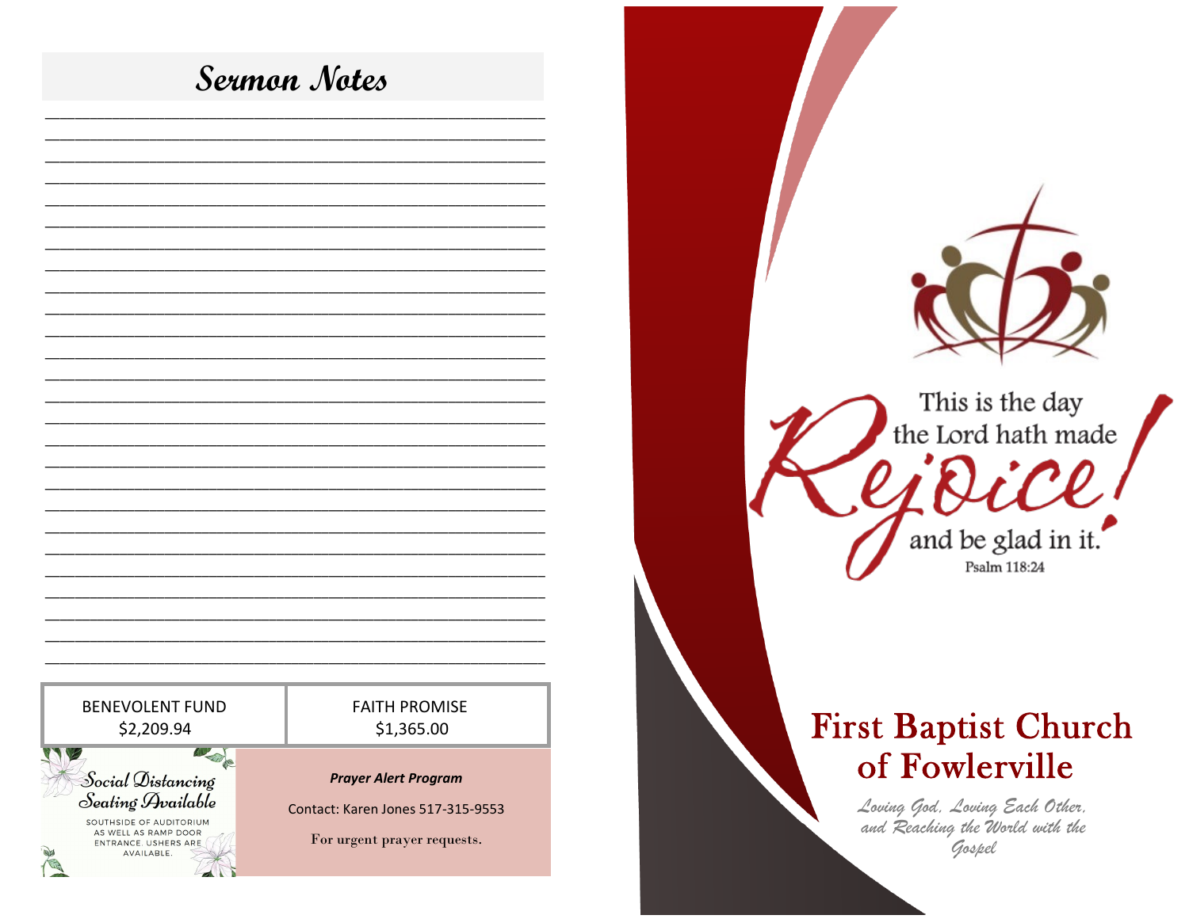## Sermon Notes

______________________________________________________________________
______________________________________________________________________
______________________________________________________________________
______________________________________________________________________
______________________________________________________________________
______________________________________________________________________
______________________________________________________________________
______________________________________________________________________
______________________________________________________________________
______________________________________________________________________
______________________________________________________________________
______________________________________________________________________
______________________________________________________________________
______________________________________________________________________
______________________________________________________________________
______________________________________________________________________
______________________________________________________________________
______________________________________________________________________
______________________________________________________________________
______________________________________________________________________
______________________________________________________________________
______________________________________________________________________
______________________________________________________________________
______________________________________________________________________
______________________________________________________________________

| BENEVOLENT FUND | FAITH PROMISE |
|---|---|
| $2,209.94 | $1,365.00 |

*Social Distancing Seating Available*

SOUTHSIDE OF AUDITORIUM AS WELL AS RAMP DOOR ENTRANCE. USHERS ARE AVAILABLE.

***Prayer Alert Program***

Contact: Karen Jones 517-315-9553

For urgent prayer requests.

This is the day the Lord hath made

Rejoice!

and be glad in it.

Psalm 118:24

# First Baptist Church of Fowlerville

*Loving God, Loving Each Other, and Reaching the World with the Gospel*